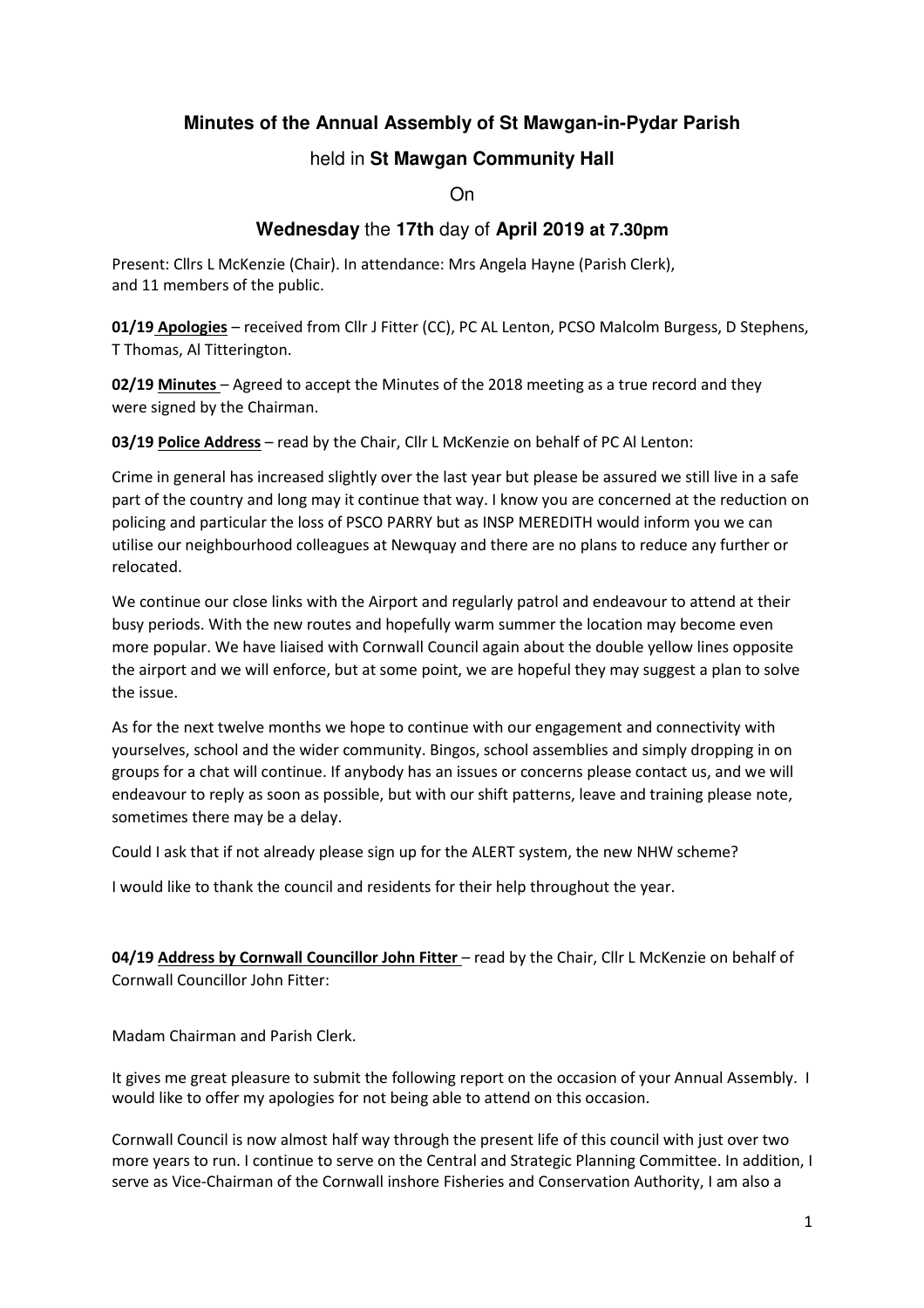# Minutes of the Annual Assembly of St Mawgan-in-Pydar Parish

## held in **St Mawgan Community Hall**

On

## **Wednesday** the **17th** day of **April 2019 at 7.30pm**

Present: Cllrs L McKenzie (Chair). In attendance: Mrs Angela Hayne (Parish Clerk), and 11 members of the public.

**01/19 Apologies** – received from Cllr J Fitter (CC), PC AL Lenton, PCSO Malcolm Burgess, D Stephens, T Thomas, Al Titterington.

**02/19 Minutes** – Agreed to accept the Minutes of the 2018 meeting as a true record and they were signed by the Chairman.

**03/19 Police Address** – read by the Chair, Cllr L McKenzie on behalf of PC Al Lenton:

Crime in general has increased slightly over the last year but please be assured we still live in a safe part of the country and long may it continue that way. I know you are concerned at the reduction on policing and particular the loss of PSCO PARRY but as INSP MEREDITH would inform you we can utilise our neighbourhood colleagues at Newquay and there are no plans to reduce any further or relocated.

We continue our close links with the Airport and regularly patrol and endeavour to attend at their busy periods. With the new routes and hopefully warm summer the location may become even more popular. We have liaised with Cornwall Council again about the double yellow lines opposite the airport and we will enforce, but at some point, we are hopeful they may suggest a plan to solve the issue.

As for the next twelve months we hope to continue with our engagement and connectivity with yourselves, school and the wider community. Bingos, school assemblies and simply dropping in on groups for a chat will continue. If anybody has an issues or concerns please contact us, and we will endeavour to reply as soon as possible, but with our shift patterns, leave and training please note, sometimes there may be a delay.

Could I ask that if not already please sign up for the ALERT system, the new NHW scheme?

I would like to thank the council and residents for their help throughout the year.

**04/19 Address by Cornwall Councillor John Fitter** – read by the Chair, Cllr L McKenzie on behalf of Cornwall Councillor John Fitter:

Madam Chairman and Parish Clerk.

It gives me great pleasure to submit the following report on the occasion of your Annual Assembly. I would like to offer my apologies for not being able to attend on this occasion.

Cornwall Council is now almost half way through the present life of this council with just over two more years to run. I continue to serve on the Central and Strategic Planning Committee. In addition, I serve as Vice-Chairman of the Cornwall inshore Fisheries and Conservation Authority, I am also a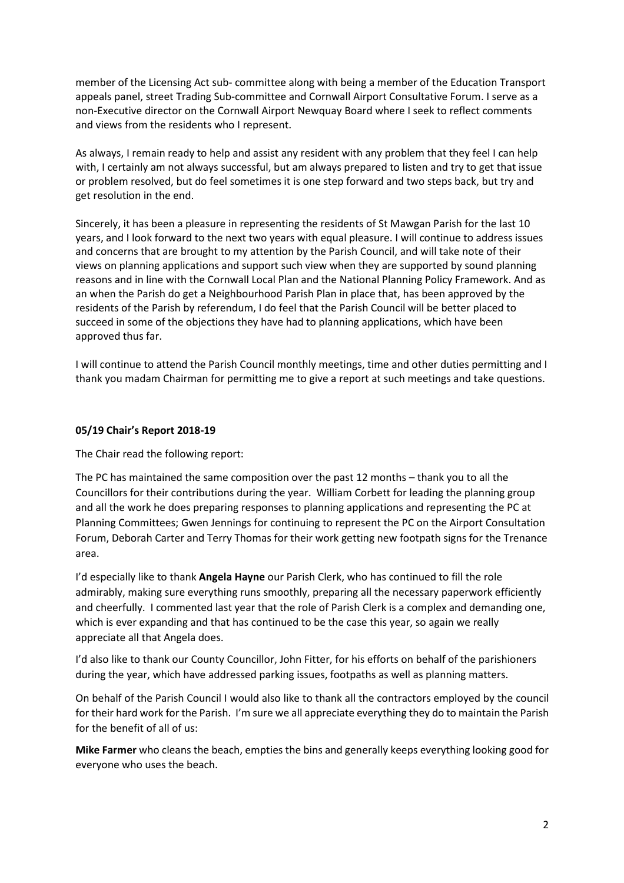member of the Licensing Act sub- committee along with being a member of the Education Transport appeals panel, street Trading Sub-committee and Cornwall Airport Consultative Forum. I serve as a non-Executive director on the Cornwall Airport Newquay Board where I seek to reflect comments and views from the residents who I represent.

As always, I remain ready to help and assist any resident with any problem that they feel I can help with, I certainly am not always successful, but am always prepared to listen and try to get that issue or problem resolved, but do feel sometimes it is one step forward and two steps back, but try and get resolution in the end.

Sincerely, it has been a pleasure in representing the residents of St Mawgan Parish for the last 10 years, and I look forward to the next two years with equal pleasure. I will continue to address issues and concerns that are brought to my attention by the Parish Council, and will take note of their views on planning applications and support such view when they are supported by sound planning reasons and in line with the Cornwall Local Plan and the National Planning Policy Framework. And as an when the Parish do get a Neighbourhood Parish Plan in place that, has been approved by the residents of the Parish by referendum, I do feel that the Parish Council will be better placed to succeed in some of the objections they have had to planning applications, which have been approved thus far.

I will continue to attend the Parish Council monthly meetings, time and other duties permitting and I thank you madam Chairman for permitting me to give a report at such meetings and take questions.

**05/19 Chair's Report 2018-19**

The Chair read the following report:

The PC has maintained the same composition over the past 12 months – thank you to all the Councillors for their contributions during the year. William Corbett for leading the planning group and all the work he does preparing responses to planning applications and representing the PC at Planning Committees; Gwen Jennings for continuing to represent the PC on the Airport Consultation Forum, Deborah Carter and Terry Thomas for their work getting new footpath signs for the Trenance area.

I'd especially like to thank **Angela Hayne** our Parish Clerk, who has continued to fill the role admirably, making sure everything runs smoothly, preparing all the necessary paperwork efficiently and cheerfully. I commented last year that the role of Parish Clerk is a complex and demanding one, which is ever expanding and that has continued to be the case this year, so again we really appreciate all that Angela does.

I'd also like to thank our County Councillor, John Fitter, for his efforts on behalf of the parishioners during the year, which have addressed parking issues, footpaths as well as planning matters.

On behalf of the Parish Council I would also like to thank all the contractors employed by the council for their hard work for the Parish. I'm sure we all appreciate everything they do to maintain the Parish for the benefit of all of us:

**Mike Farmer** who cleans the beach, empties the bins and generally keeps everything looking good for everyone who uses the beach.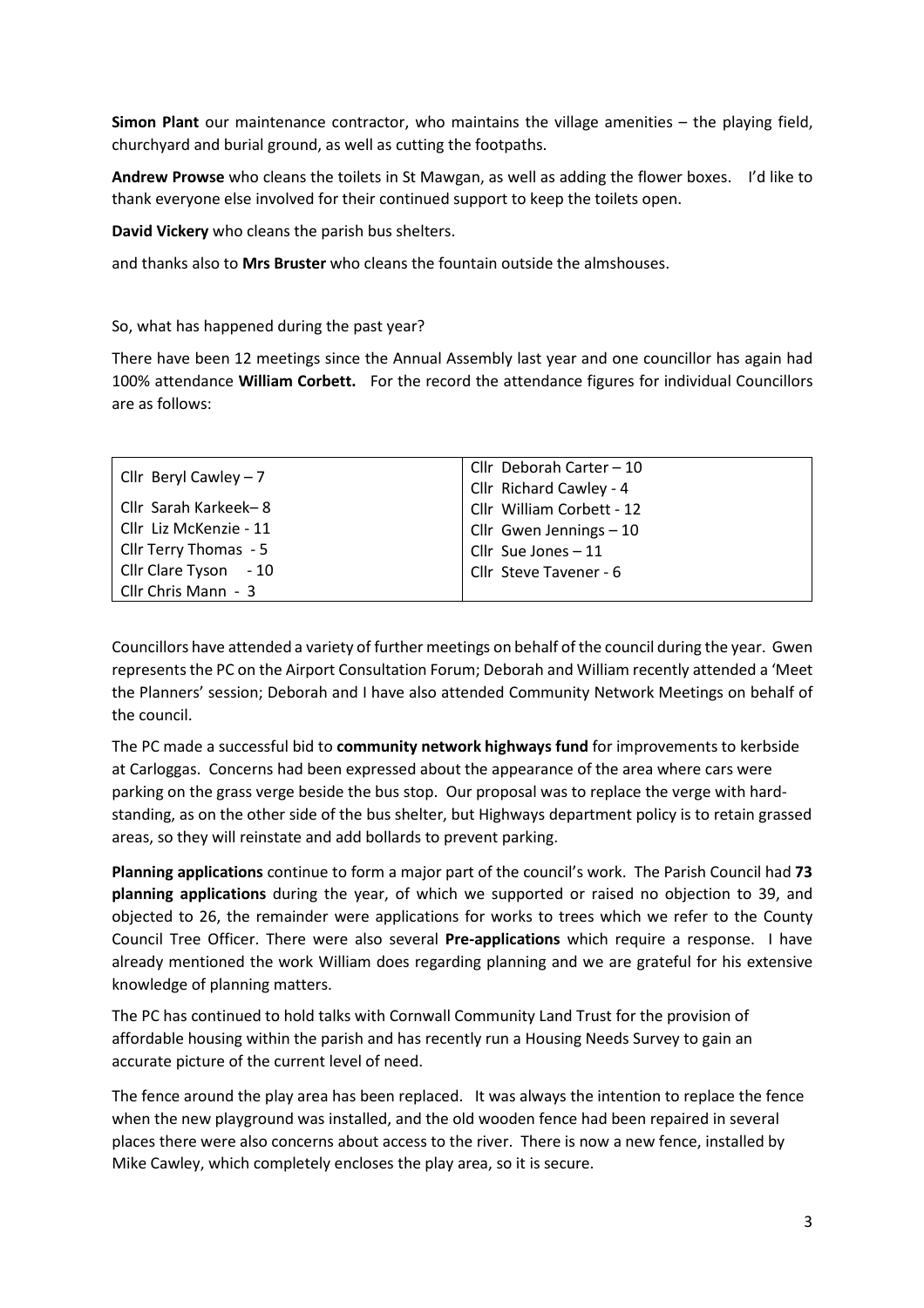**Simon Plant** our maintenance contractor, who maintains the village amenities – the playing field, churchyard and burial ground, as well as cutting the footpaths.

**Andrew Prowse** who cleans the toilets in St Mawgan, as well as adding the flower boxes. I'd like to thank everyone else involved for their continued support to keep the toilets open.

**David Vickery** who cleans the parish bus shelters.

and thanks also to **Mrs Bruster** who cleans the fountain outside the almshouses.

So, what has happened during the past year?

There have been 12 meetings since the Annual Assembly last year and one councillor has again had 100% attendance **William Corbett.** For the record the attendance figures for individual Councillors are as follows:

| | |
|---|---|
| Cllr Beryl Cawley – 7 | Cllr Deborah Carter – 10 |
| | Cllr Richard Cawley - 4 |
| Cllr Sarah Karkeek– 8 | Cllr William Corbett - 12 |
| Cllr Liz McKenzie - 11 | Cllr Gwen Jennings – 10 |
| Cllr Terry Thomas - 5 | Cllr Sue Jones – 11 |
| Cllr Clare Tyson - 10 | Cllr Steve Tavener - 6 |
| Cllr Chris Mann - 3 | |

Councillors have attended a variety of further meetings on behalf of the council during the year. Gwen represents the PC on the Airport Consultation Forum; Deborah and William recently attended a 'Meet the Planners' session; Deborah and I have also attended Community Network Meetings on behalf of the council.

The PC made a successful bid to **community network highways fund** for improvements to kerbside at Carloggas. Concerns had been expressed about the appearance of the area where cars were parking on the grass verge beside the bus stop. Our proposal was to replace the verge with hard-standing, as on the other side of the bus shelter, but Highways department policy is to retain grassed areas, so they will reinstate and add bollards to prevent parking.

**Planning applications** continue to form a major part of the council's work. The Parish Council had **73 planning applications** during the year, of which we supported or raised no objection to 39, and objected to 26, the remainder were applications for works to trees which we refer to the County Council Tree Officer. There were also several **Pre-applications** which require a response. I have already mentioned the work William does regarding planning and we are grateful for his extensive knowledge of planning matters.

The PC has continued to hold talks with Cornwall Community Land Trust for the provision of affordable housing within the parish and has recently run a Housing Needs Survey to gain an accurate picture of the current level of need.

The fence around the play area has been replaced. It was always the intention to replace the fence when the new playground was installed, and the old wooden fence had been repaired in several places there were also concerns about access to the river. There is now a new fence, installed by Mike Cawley, which completely encloses the play area, so it is secure.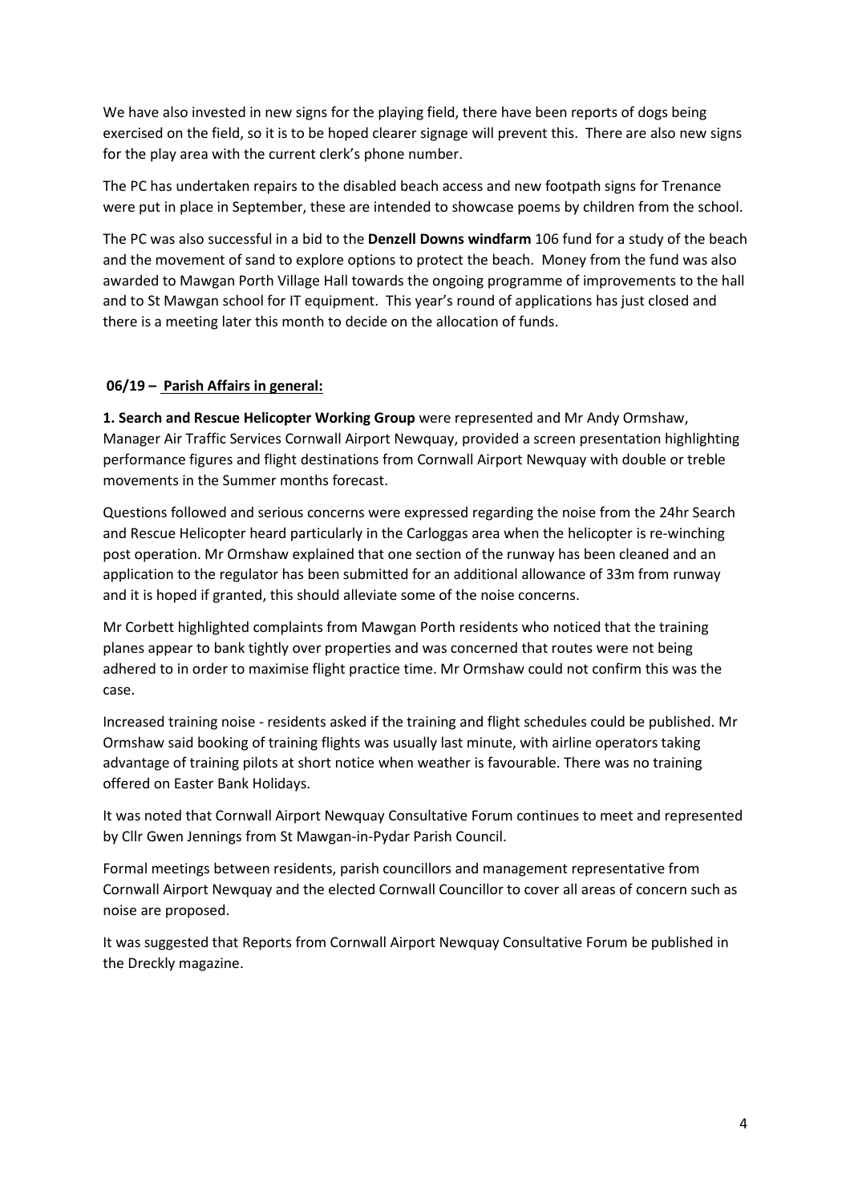We have also invested in new signs for the playing field, there have been reports of dogs being exercised on the field, so it is to be hoped clearer signage will prevent this. There are also new signs for the play area with the current clerk's phone number.

The PC has undertaken repairs to the disabled beach access and new footpath signs for Trenance were put in place in September, these are intended to showcase poems by children from the school.

The PC was also successful in a bid to the **Denzell Downs windfarm** 106 fund for a study of the beach and the movement of sand to explore options to protect the beach. Money from the fund was also awarded to Mawgan Porth Village Hall towards the ongoing programme of improvements to the hall and to St Mawgan school for IT equipment. This year's round of applications has just closed and there is a meeting later this month to decide on the allocation of funds.

**06/19 – Parish Affairs in general:**

**1. Search and Rescue Helicopter Working Group** were represented and Mr Andy Ormshaw, Manager Air Traffic Services Cornwall Airport Newquay, provided a screen presentation highlighting performance figures and flight destinations from Cornwall Airport Newquay with double or treble movements in the Summer months forecast.

Questions followed and serious concerns were expressed regarding the noise from the 24hr Search and Rescue Helicopter heard particularly in the Carloggas area when the helicopter is re-winching post operation. Mr Ormshaw explained that one section of the runway has been cleaned and an application to the regulator has been submitted for an additional allowance of 33m from runway and it is hoped if granted, this should alleviate some of the noise concerns.

Mr Corbett highlighted complaints from Mawgan Porth residents who noticed that the training planes appear to bank tightly over properties and was concerned that routes were not being adhered to in order to maximise flight practice time. Mr Ormshaw could not confirm this was the case.

Increased training noise - residents asked if the training and flight schedules could be published. Mr Ormshaw said booking of training flights was usually last minute, with airline operators taking advantage of training pilots at short notice when weather is favourable. There was no training offered on Easter Bank Holidays.

It was noted that Cornwall Airport Newquay Consultative Forum continues to meet and represented by Cllr Gwen Jennings from St Mawgan-in-Pydar Parish Council.

Formal meetings between residents, parish councillors and management representative from Cornwall Airport Newquay and the elected Cornwall Councillor to cover all areas of concern such as noise are proposed.

It was suggested that Reports from Cornwall Airport Newquay Consultative Forum be published in the Dreckly magazine.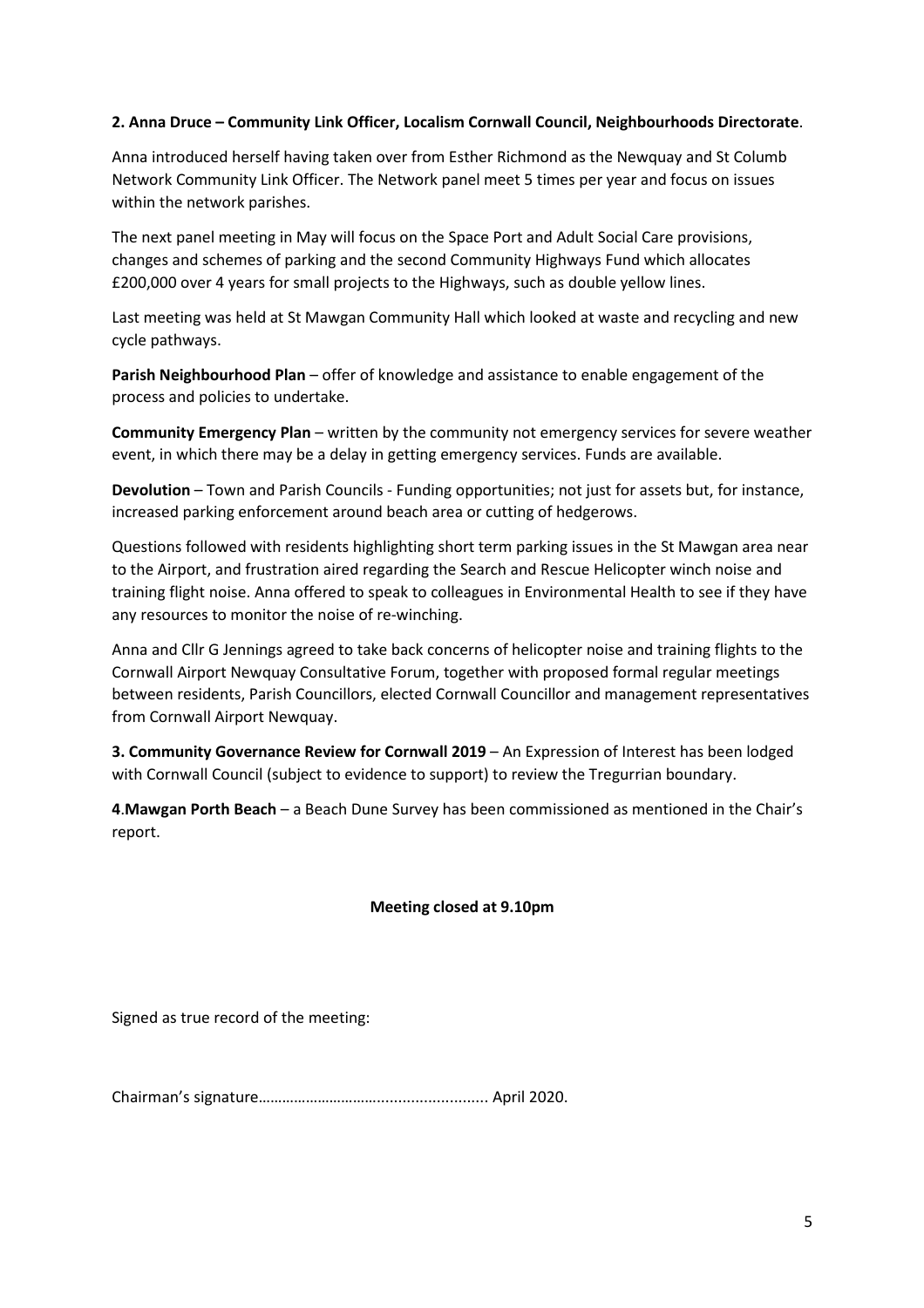**2. Anna Druce – Community Link Officer, Localism Cornwall Council, Neighbourhoods Directorate**.

Anna introduced herself having taken over from Esther Richmond as the Newquay and St Columb Network Community Link Officer. The Network panel meet 5 times per year and focus on issues within the network parishes.

The next panel meeting in May will focus on the Space Port and Adult Social Care provisions, changes and schemes of parking and the second Community Highways Fund which allocates £200,000 over 4 years for small projects to the Highways, such as double yellow lines.

Last meeting was held at St Mawgan Community Hall which looked at waste and recycling and new cycle pathways.

**Parish Neighbourhood Plan** – offer of knowledge and assistance to enable engagement of the process and policies to undertake.

**Community Emergency Plan** – written by the community not emergency services for severe weather event, in which there may be a delay in getting emergency services. Funds are available.

**Devolution** – Town and Parish Councils - Funding opportunities; not just for assets but, for instance, increased parking enforcement around beach area or cutting of hedgerows.

Questions followed with residents highlighting short term parking issues in the St Mawgan area near to the Airport, and frustration aired regarding the Search and Rescue Helicopter winch noise and training flight noise. Anna offered to speak to colleagues in Environmental Health to see if they have any resources to monitor the noise of re-winching.

Anna and Cllr G Jennings agreed to take back concerns of helicopter noise and training flights to the Cornwall Airport Newquay Consultative Forum, together with proposed formal regular meetings between residents, Parish Councillors, elected Cornwall Councillor and management representatives from Cornwall Airport Newquay.

**3. Community Governance Review for Cornwall 2019** – An Expression of Interest has been lodged with Cornwall Council (subject to evidence to support) to review the Tregurrian boundary.

**4**.**Mawgan Porth Beach** – a Beach Dune Survey has been commissioned as mentioned in the Chair's report.

**Meeting closed at 9.10pm**

Signed as true record of the meeting:

Chairman's signature…………………………........................ April 2020.